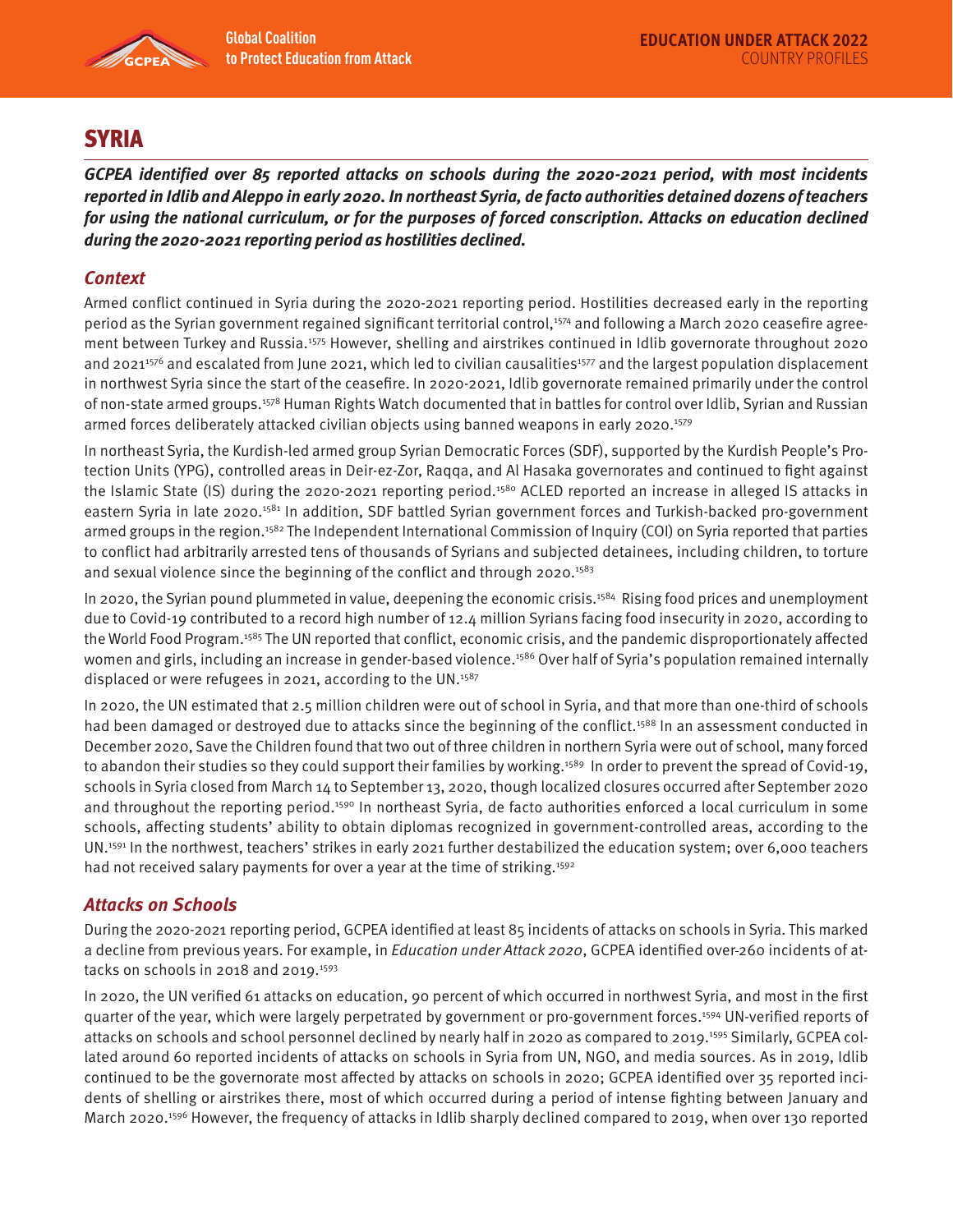# SYRIA

***GCPEA identified over 85 reported attacks on schools during the 2020-2021 period, with most incidents reported in Idlib and Aleppo in early 2020. In northeast Syria, de facto authorities detained dozens of teachers for using the national curriculum, or for the purposes of forced conscription. Attacks on education declined during the 2020-2021 reporting period as hostilities declined.***

## *Context*

Armed conflict continued in Syria during the 2020-2021 reporting period. Hostilities decreased early in the reporting period as the Syrian government regained significant territorial control,[1574] and following a March 2020 ceasefire agreement between Turkey and Russia.[1575] However, shelling and airstrikes continued in Idlib governorate throughout 2020 and 2021[1576] and escalated from June 2021, which led to civilian causalities[1577] and the largest population displacement in northwest Syria since the start of the ceasefire. In 2020-2021, Idlib governorate remained primarily under the control of non-state armed groups.[1578] Human Rights Watch documented that in battles for control over Idlib, Syrian and Russian armed forces deliberately attacked civilian objects using banned weapons in early 2020.[1579]

In northeast Syria, the Kurdish-led armed group Syrian Democratic Forces (SDF), supported by the Kurdish People's Protection Units (YPG), controlled areas in Deir-ez-Zor, Raqqa, and Al Hasaka governorates and continued to fight against the Islamic State (IS) during the 2020-2021 reporting period.[1580] ACLED reported an increase in alleged IS attacks in eastern Syria in late 2020.[1581] In addition, SDF battled Syrian government forces and Turkish-backed pro-government armed groups in the region.[1582] The Independent International Commission of Inquiry (COI) on Syria reported that parties to conflict had arbitrarily arrested tens of thousands of Syrians and subjected detainees, including children, to torture and sexual violence since the beginning of the conflict and through 2020.[1583]

In 2020, the Syrian pound plummeted in value, deepening the economic crisis.[1584] Rising food prices and unemployment due to Covid-19 contributed to a record high number of 12.4 million Syrians facing food insecurity in 2020, according to the World Food Program.[1585] The UN reported that conflict, economic crisis, and the pandemic disproportionately affected women and girls, including an increase in gender-based violence.[1586] Over half of Syria's population remained internally displaced or were refugees in 2021, according to the UN.[1587]

In 2020, the UN estimated that 2.5 million children were out of school in Syria, and that more than one-third of schools had been damaged or destroyed due to attacks since the beginning of the conflict.[1588] In an assessment conducted in December 2020, Save the Children found that two out of three children in northern Syria were out of school, many forced to abandon their studies so they could support their families by working.[1589] In order to prevent the spread of Covid-19, schools in Syria closed from March 14 to September 13, 2020, though localized closures occurred after September 2020 and throughout the reporting period.[1590] In northeast Syria, de facto authorities enforced a local curriculum in some schools, affecting students' ability to obtain diplomas recognized in government-controlled areas, according to the UN.[1591] In the northwest, teachers' strikes in early 2021 further destabilized the education system; over 6,000 teachers had not received salary payments for over a year at the time of striking.[1592]

## *Attacks on Schools*

During the 2020-2021 reporting period, GCPEA identified at least 85 incidents of attacks on schools in Syria. This marked a decline from previous years. For example, in *Education under Attack 2020*, GCPEA identified over 260 incidents of attacks on schools in 2018 and 2019.[1593]

In 2020, the UN verified 61 attacks on education, 90 percent of which occurred in northwest Syria, and most in the first quarter of the year, which were largely perpetrated by government or pro-government forces.[1594] UN-verified reports of attacks on schools and school personnel declined by nearly half in 2020 as compared to 2019.[1595] Similarly, GCPEA collated around 60 reported incidents of attacks on schools in Syria from UN, NGO, and media sources. As in 2019, Idlib continued to be the governorate most affected by attacks on schools in 2020; GCPEA identified over 35 reported incidents of shelling or airstrikes there, most of which occurred during a period of intense fighting between January and March 2020.[1596] However, the frequency of attacks in Idlib sharply declined compared to 2019, when over 130 reported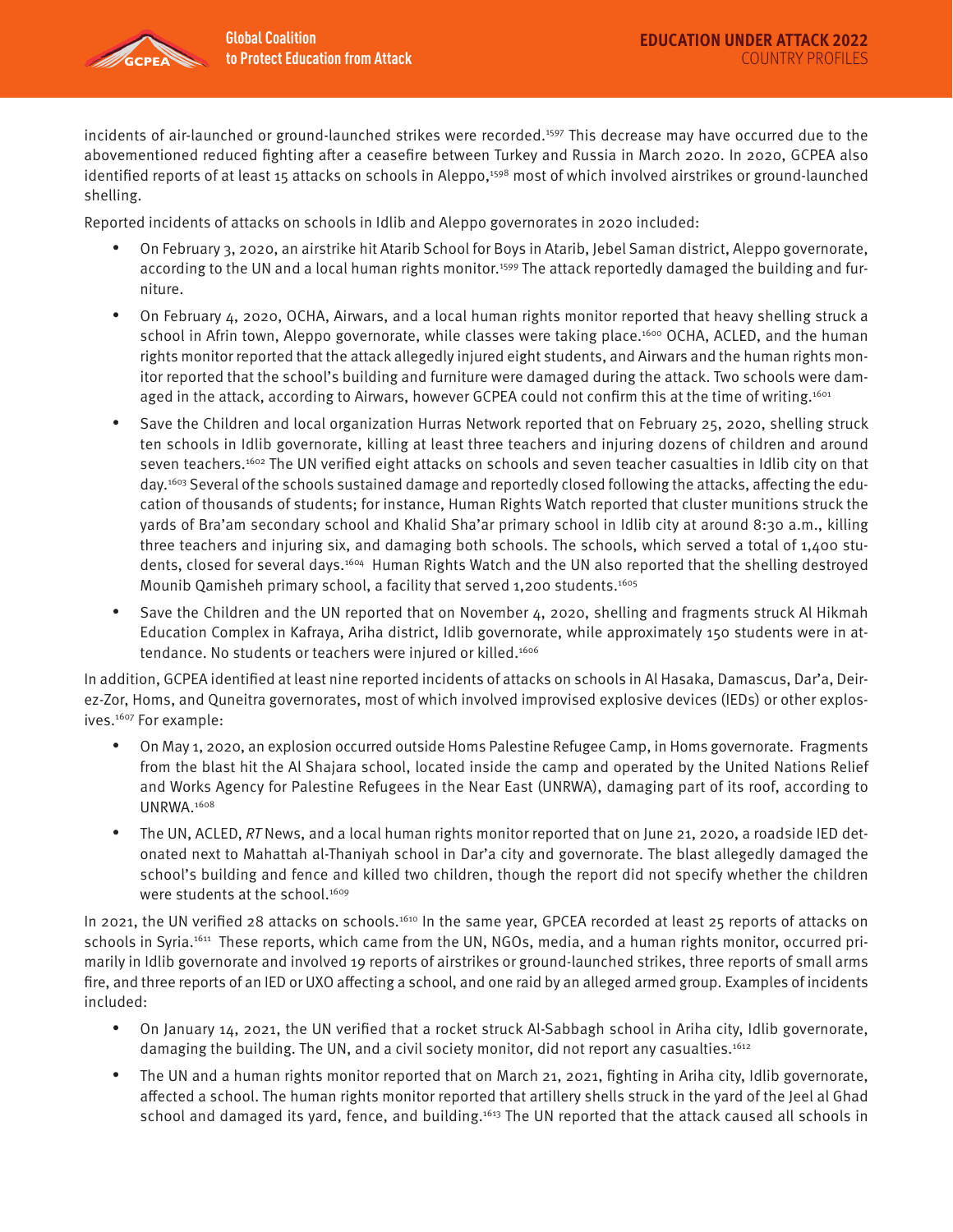incidents of air-launched or ground-launched strikes were recorded.[1597] This decrease may have occurred due to the abovementioned reduced fighting after a ceasefire between Turkey and Russia in March 2020. In 2020, GCPEA also identified reports of at least 15 attacks on schools in Aleppo,[1598] most of which involved airstrikes or ground-launched shelling.

Reported incidents of attacks on schools in Idlib and Aleppo governorates in 2020 included:

- On February 3, 2020, an airstrike hit Atarib School for Boys in Atarib, Jebel Saman district, Aleppo governorate, according to the UN and a local human rights monitor.[1599] The attack reportedly damaged the building and furniture.
- On February 4, 2020, OCHA, Airwars, and a local human rights monitor reported that heavy shelling struck a school in Afrin town, Aleppo governorate, while classes were taking place.[1600] OCHA, ACLED, and the human rights monitor reported that the attack allegedly injured eight students, and Airwars and the human rights monitor reported that the school's building and furniture were damaged during the attack. Two schools were damaged in the attack, according to Airwars, however GCPEA could not confirm this at the time of writing.[1601]
- Save the Children and local organization Hurras Network reported that on February 25, 2020, shelling struck ten schools in Idlib governorate, killing at least three teachers and injuring dozens of children and around seven teachers.[1602] The UN verified eight attacks on schools and seven teacher casualties in Idlib city on that day.[1603] Several of the schools sustained damage and reportedly closed following the attacks, affecting the education of thousands of students; for instance, Human Rights Watch reported that cluster munitions struck the yards of Bra'am secondary school and Khalid Sha'ar primary school in Idlib city at around 8:30 a.m., killing three teachers and injuring six, and damaging both schools. The schools, which served a total of 1,400 students, closed for several days.[1604] Human Rights Watch and the UN also reported that the shelling destroyed Mounib Qamisheh primary school, a facility that served 1,200 students.[1605]
- Save the Children and the UN reported that on November 4, 2020, shelling and fragments struck Al Hikmah Education Complex in Kafraya, Ariha district, Idlib governorate, while approximately 150 students were in attendance. No students or teachers were injured or killed.[1606]

In addition, GCPEA identified at least nine reported incidents of attacks on schools in Al Hasaka, Damascus, Dar'a, Deir-ez-Zor, Homs, and Quneitra governorates, most of which involved improvised explosive devices (IEDs) or other explosives.[1607] For example:

- On May 1, 2020, an explosion occurred outside Homs Palestine Refugee Camp, in Homs governorate. Fragments from the blast hit the Al Shajara school, located inside the camp and operated by the United Nations Relief and Works Agency for Palestine Refugees in the Near East (UNRWA), damaging part of its roof, according to UNRWA.[1608]
- The UN, ACLED, *RT* News, and a local human rights monitor reported that on June 21, 2020, a roadside IED detonated next to Mahattah al-Thaniyah school in Dar'a city and governorate. The blast allegedly damaged the school's building and fence and killed two children, though the report did not specify whether the children were students at the school.[1609]

In 2021, the UN verified 28 attacks on schools.[1610] In the same year, GPCEA recorded at least 25 reports of attacks on schools in Syria.[1611] These reports, which came from the UN, NGOs, media, and a human rights monitor, occurred primarily in Idlib governorate and involved 19 reports of airstrikes or ground-launched strikes, three reports of small arms fire, and three reports of an IED or UXO affecting a school, and one raid by an alleged armed group. Examples of incidents included:

- On January 14, 2021, the UN verified that a rocket struck Al-Sabbagh school in Ariha city, Idlib governorate, damaging the building. The UN, and a civil society monitor, did not report any casualties.[1612]
- The UN and a human rights monitor reported that on March 21, 2021, fighting in Ariha city, Idlib governorate, affected a school. The human rights monitor reported that artillery shells struck in the yard of the Jeel al Ghad school and damaged its yard, fence, and building.[1613] The UN reported that the attack caused all schools in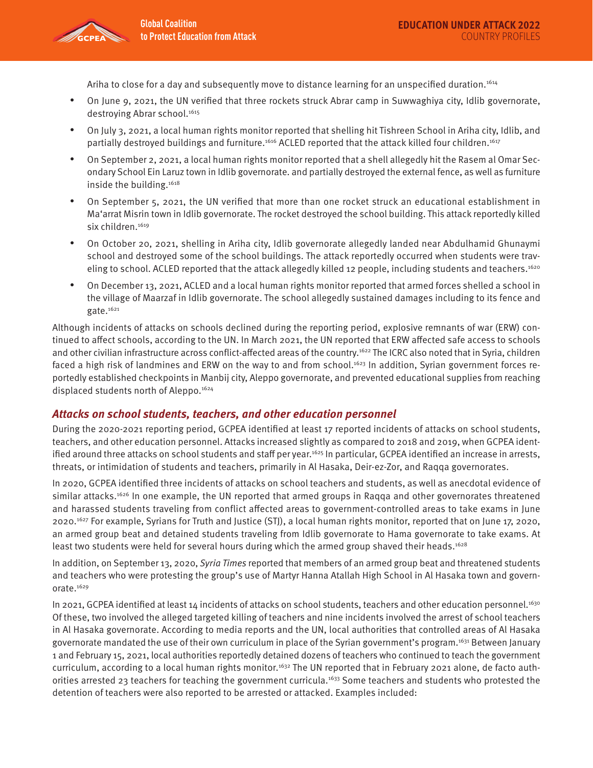Ariha to close for a day and subsequently move to distance learning for an unspecified duration.[1614]

- On June 9, 2021, the UN verified that three rockets struck Abrar camp in Suwwaghiya city, Idlib governorate, destroying Abrar school.[1615]
- On July 3, 2021, a local human rights monitor reported that shelling hit Tishreen School in Ariha city, Idlib, and partially destroyed buildings and furniture.[1616] ACLED reported that the attack killed four children.[1617]
- On September 2, 2021, a local human rights monitor reported that a shell allegedly hit the Rasem al Omar Secondary School Ein Laruz town in Idlib governorate. and partially destroyed the external fence, as well as furniture inside the building.[1618]
- On September 5, 2021, the UN verified that more than one rocket struck an educational establishment in Ma'arrat Misrin town in Idlib governorate. The rocket destroyed the school building. This attack reportedly killed six children.[1619]
- On October 20, 2021, shelling in Ariha city, Idlib governorate allegedly landed near Abdulhamid Ghunaymi school and destroyed some of the school buildings. The attack reportedly occurred when students were traveling to school. ACLED reported that the attack allegedly killed 12 people, including students and teachers.[1620]
- On December 13, 2021, ACLED and a local human rights monitor reported that armed forces shelled a school in the village of Maarzaf in Idlib governorate. The school allegedly sustained damages including to its fence and gate.[1621]

Although incidents of attacks on schools declined during the reporting period, explosive remnants of war (ERW) continued to affect schools, according to the UN. In March 2021, the UN reported that ERW affected safe access to schools and other civilian infrastructure across conflict-affected areas of the country.[1622] The ICRC also noted that in Syria, children faced a high risk of landmines and ERW on the way to and from school.[1623] In addition, Syrian government forces reportedly established checkpoints in Manbij city, Aleppo governorate, and prevented educational supplies from reaching displaced students north of Aleppo.[1624]

### *Attacks on school students, teachers, and other education personnel*

During the 2020-2021 reporting period, GCPEA identified at least 17 reported incidents of attacks on school students, teachers, and other education personnel. Attacks increased slightly as compared to 2018 and 2019, when GCPEA identified around three attacks on school students and staff per year.[1625] In particular, GCPEA identified an increase in arrests, threats, or intimidation of students and teachers, primarily in Al Hasaka, Deir-ez-Zor, and Raqqa governorates.

In 2020, GCPEA identified three incidents of attacks on school teachers and students, as well as anecdotal evidence of similar attacks.[1626] In one example, the UN reported that armed groups in Raqqa and other governorates threatened and harassed students traveling from conflict affected areas to government-controlled areas to take exams in June 2020.[1627] For example, Syrians for Truth and Justice (STJ), a local human rights monitor, reported that on June 17, 2020, an armed group beat and detained students traveling from Idlib governorate to Hama governorate to take exams. At least two students were held for several hours during which the armed group shaved their heads.[1628]

In addition, on September 13, 2020, *Syria Times* reported that members of an armed group beat and threatened students and teachers who were protesting the group's use of Martyr Hanna Atallah High School in Al Hasaka town and governorate.[1629]

In 2021, GCPEA identified at least 14 incidents of attacks on school students, teachers and other education personnel.[1630] Of these, two involved the alleged targeted killing of teachers and nine incidents involved the arrest of school teachers in Al Hasaka governorate. According to media reports and the UN, local authorities that controlled areas of Al Hasaka governorate mandated the use of their own curriculum in place of the Syrian government's program.[1631] Between January 1 and February 15, 2021, local authorities reportedly detained dozens of teachers who continued to teach the government curriculum, according to a local human rights monitor.[1632] The UN reported that in February 2021 alone, de facto authorities arrested 23 teachers for teaching the government curricula.[1633] Some teachers and students who protested the detention of teachers were also reported to be arrested or attacked. Examples included: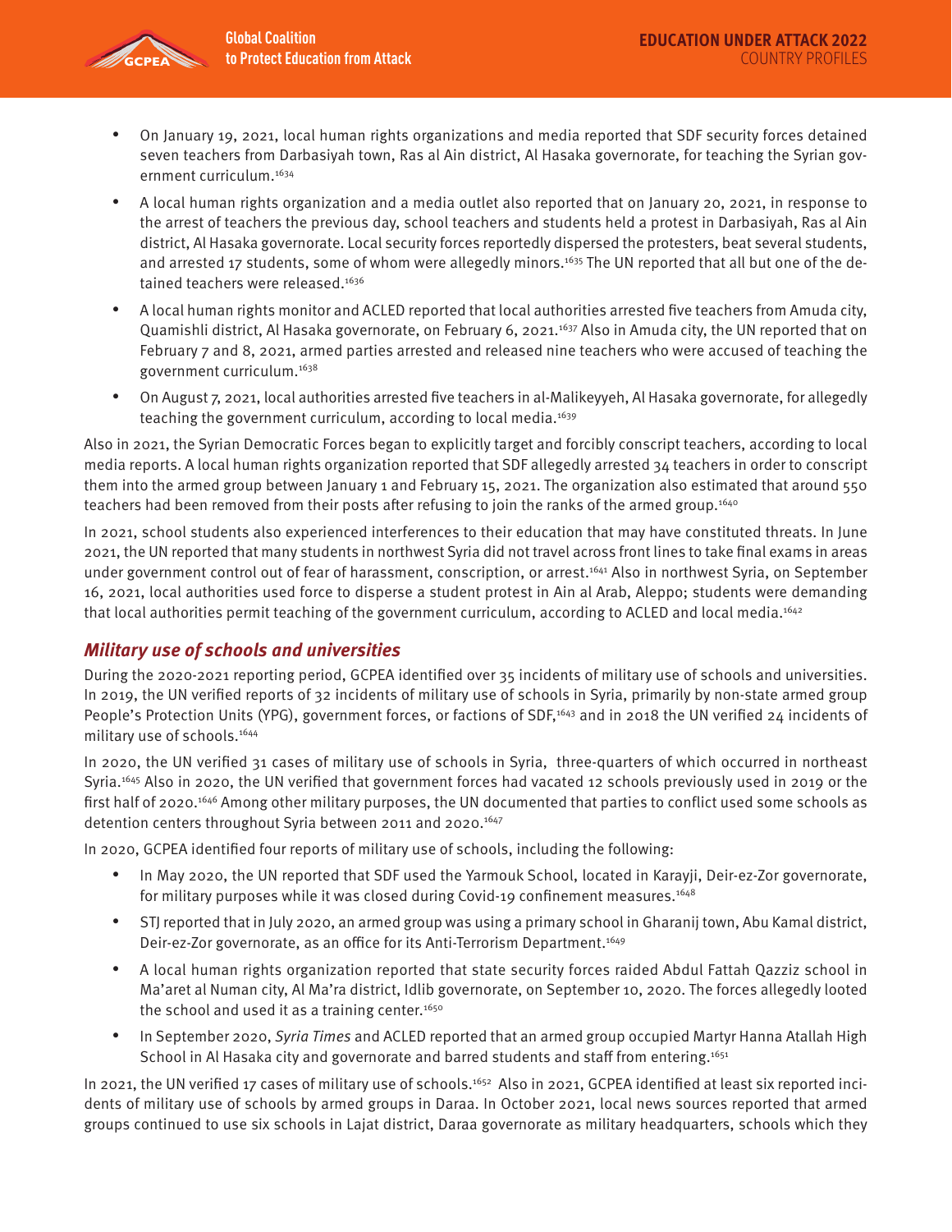- On January 19, 2021, local human rights organizations and media reported that SDF security forces detained seven teachers from Darbasiyah town, Ras al Ain district, Al Hasaka governorate, for teaching the Syrian government curriculum.[1634]
- A local human rights organization and a media outlet also reported that on January 20, 2021, in response to the arrest of teachers the previous day, school teachers and students held a protest in Darbasiyah, Ras al Ain district, Al Hasaka governorate. Local security forces reportedly dispersed the protesters, beat several students, and arrested 17 students, some of whom were allegedly minors.[1635] The UN reported that all but one of the detained teachers were released.[1636]
- A local human rights monitor and ACLED reported that local authorities arrested five teachers from Amuda city, Quamishli district, Al Hasaka governorate, on February 6, 2021.[1637] Also in Amuda city, the UN reported that on February 7 and 8, 2021, armed parties arrested and released nine teachers who were accused of teaching the government curriculum.[1638]
- On August 7, 2021, local authorities arrested five teachers in al-Malikeyyeh, Al Hasaka governorate, for allegedly teaching the government curriculum, according to local media.[1639]

Also in 2021, the Syrian Democratic Forces began to explicitly target and forcibly conscript teachers, according to local media reports. A local human rights organization reported that SDF allegedly arrested 34 teachers in order to conscript them into the armed group between January 1 and February 15, 2021. The organization also estimated that around 550 teachers had been removed from their posts after refusing to join the ranks of the armed group.[1640]

In 2021, school students also experienced interferences to their education that may have constituted threats. In June 2021, the UN reported that many students in northwest Syria did not travel across front lines to take final exams in areas under government control out of fear of harassment, conscription, or arrest.[1641] Also in northwest Syria, on September 16, 2021, local authorities used force to disperse a student protest in Ain al Arab, Aleppo; students were demanding that local authorities permit teaching of the government curriculum, according to ACLED and local media.[1642]

## *Military use of schools and universities*

During the 2020-2021 reporting period, GCPEA identified over 35 incidents of military use of schools and universities. In 2019, the UN verified reports of 32 incidents of military use of schools in Syria, primarily by non-state armed group People's Protection Units (YPG), government forces, or factions of SDF,[1643] and in 2018 the UN verified 24 incidents of military use of schools.[1644]

In 2020, the UN verified 31 cases of military use of schools in Syria, three-quarters of which occurred in northeast Syria.[1645] Also in 2020, the UN verified that government forces had vacated 12 schools previously used in 2019 or the first half of 2020.[1646] Among other military purposes, the UN documented that parties to conflict used some schools as detention centers throughout Syria between 2011 and 2020.[1647]

In 2020, GCPEA identified four reports of military use of schools, including the following:

- In May 2020, the UN reported that SDF used the Yarmouk School, located in Karayji, Deir-ez-Zor governorate, for military purposes while it was closed during Covid-19 confinement measures.[1648]
- STJ reported that in July 2020, an armed group was using a primary school in Gharanij town, Abu Kamal district, Deir-ez-Zor governorate, as an office for its Anti-Terrorism Department.[1649]
- A local human rights organization reported that state security forces raided Abdul Fattah Qazziz school in Ma'aret al Numan city, Al Ma'ra district, Idlib governorate, on September 10, 2020. The forces allegedly looted the school and used it as a training center.[1650]
- In September 2020, *Syria Times* and ACLED reported that an armed group occupied Martyr Hanna Atallah High School in Al Hasaka city and governorate and barred students and staff from entering.[1651]

In 2021, the UN verified 17 cases of military use of schools.[1652] Also in 2021, GCPEA identified at least six reported incidents of military use of schools by armed groups in Daraa. In October 2021, local news sources reported that armed groups continued to use six schools in Lajat district, Daraa governorate as military headquarters, schools which they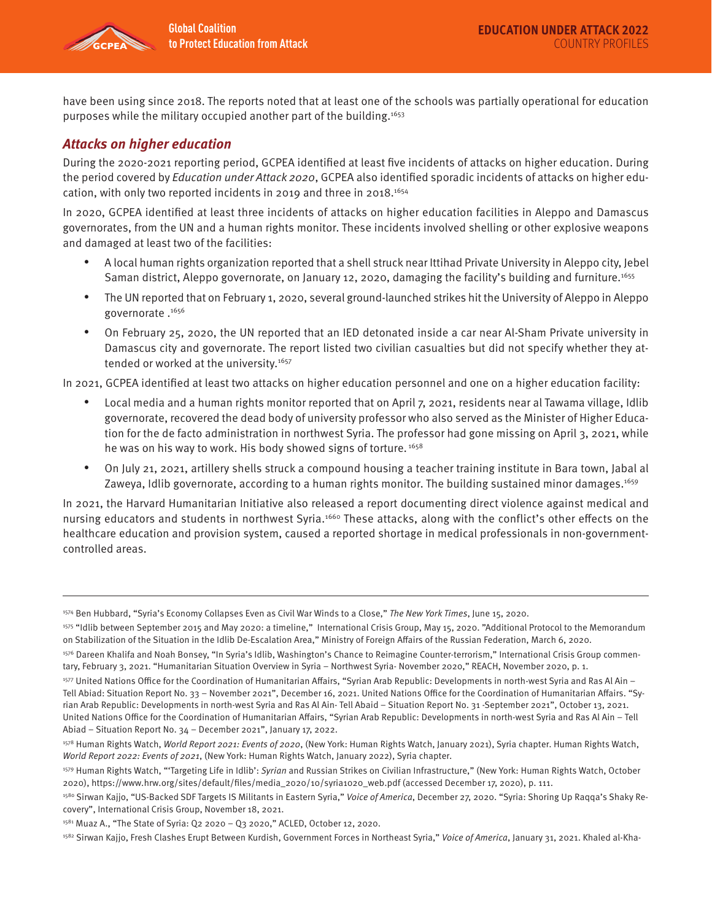have been using since 2018. The reports noted that at least one of the schools was partially operational for education purposes while the military occupied another part of the building.[1653]

### *Attacks on higher education*

During the 2020-2021 reporting period, GCPEA identified at least five incidents of attacks on higher education. During the period covered by *Education under Attack 2020*, GCPEA also identified sporadic incidents of attacks on higher education, with only two reported incidents in 2019 and three in 2018.[1654]

In 2020, GCPEA identified at least three incidents of attacks on higher education facilities in Aleppo and Damascus governorates, from the UN and a human rights monitor. These incidents involved shelling or other explosive weapons and damaged at least two of the facilities:

- A local human rights organization reported that a shell struck near Ittihad Private University in Aleppo city, Jebel Saman district, Aleppo governorate, on January 12, 2020, damaging the facility's building and furniture.[1655]
- The UN reported that on February 1, 2020, several ground-launched strikes hit the University of Aleppo in Aleppo governorate .[1656]
- On February 25, 2020, the UN reported that an IED detonated inside a car near Al-Sham Private university in Damascus city and governorate. The report listed two civilian casualties but did not specify whether they attended or worked at the university.[1657]

In 2021, GCPEA identified at least two attacks on higher education personnel and one on a higher education facility:

- Local media and a human rights monitor reported that on April 7, 2021, residents near al Tawama village, Idlib governorate, recovered the dead body of university professor who also served as the Minister of Higher Education for the de facto administration in northwest Syria. The professor had gone missing on April 3, 2021, while he was on his way to work. His body showed signs of torture. [1658]
- On July 21, 2021, artillery shells struck a compound housing a teacher training institute in Bara town, Jabal al Zaweya, Idlib governorate, according to a human rights monitor. The building sustained minor damages.[1659]

In 2021, the Harvard Humanitarian Initiative also released a report documenting direct violence against medical and nursing educators and students in northwest Syria.[1660] These attacks, along with the conflict's other effects on the healthcare education and provision system, caused a reported shortage in medical professionals in non-government-controlled areas.

---

[1574] Ben Hubbard, "Syria's Economy Collapses Even as Civil War Winds to a Close," *The New York Times*, June 15, 2020.

[1575] "Idlib between September 2015 and May 2020: a timeline," International Crisis Group, May 15, 2020. "Additional Protocol to the Memorandum on Stabilization of the Situation in the Idlib De-Escalation Area," Ministry of Foreign Affairs of the Russian Federation, March 6, 2020.

[1576] Dareen Khalifa and Noah Bonsey, "In Syria's Idlib, Washington's Chance to Reimagine Counter-terrorism," International Crisis Group commentary, February 3, 2021. "Humanitarian Situation Overview in Syria – Northwest Syria- November 2020," REACH, November 2020, p. 1.

[1577] United Nations Office for the Coordination of Humanitarian Affairs, "Syrian Arab Republic: Developments in north-west Syria and Ras Al Ain – Tell Abiad: Situation Report No. 33 – November 2021", December 16, 2021. United Nations Office for the Coordination of Humanitarian Affairs. "Syrian Arab Republic: Developments in north-west Syria and Ras Al Ain- Tell Abaid – Situation Report No. 31 -September 2021", October 13, 2021. United Nations Office for the Coordination of Humanitarian Affairs, "Syrian Arab Republic: Developments in north-west Syria and Ras Al Ain – Tell Abiad – Situation Report No. 34 – December 2021", January 17, 2022.

[1578] Human Rights Watch, *World Report 2021: Events of 2020*, (New York: Human Rights Watch, January 2021), Syria chapter. Human Rights Watch, *World Report 2022: Events of 2021*, (New York: Human Rights Watch, January 2022), Syria chapter.

[1579] Human Rights Watch, "'Targeting Life in Idlib': *Syrian* and Russian Strikes on Civilian Infrastructure," (New York: Human Rights Watch, October 2020), https://www.hrw.org/sites/default/files/media_2020/10/syria1020_web.pdf (accessed December 17, 2020), p. 111.

[1580] Sirwan Kajjo, "US-Backed SDF Targets IS Militants in Eastern Syria," *Voice of America*, December 27, 2020. "Syria: Shoring Up Raqqa's Shaky Recovery", International Crisis Group, November 18, 2021.

[1581] Muaz A., "The State of Syria: Q2 2020 – Q3 2020," ACLED, October 12, 2020.

[1582] Sirwan Kajjo, Fresh Clashes Erupt Between Kurdish, Government Forces in Northeast Syria," *Voice of America*, January 31, 2021. Khaled al-Kha-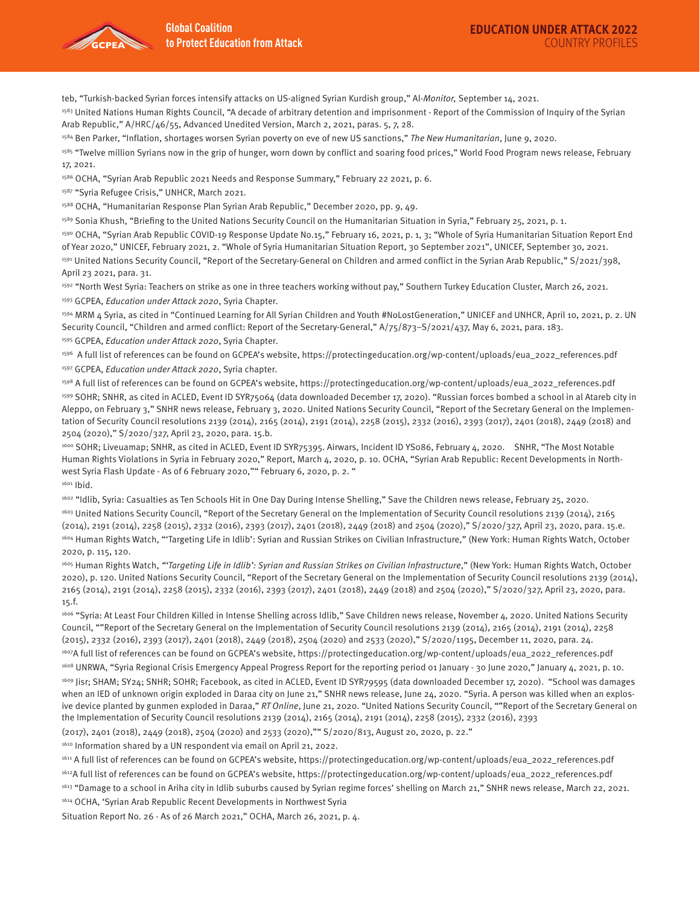teb, "Turkish-backed Syrian forces intensify attacks on US-aligned Syrian Kurdish group," Al-*Monitor,* September 14, 2021.

[1583] United Nations Human Rights Council, "A decade of arbitrary detention and imprisonment - Report of the Commission of Inquiry of the Syrian Arab Republic," A/HRC/46/55, Advanced Unedited Version, March 2, 2021, paras. 5, 7, 28.

[1584] Ben Parker, "Inflation, shortages worsen Syrian poverty on eve of new US sanctions," *The New Humanitarian*, June 9, 2020.

[1585] "Twelve million Syrians now in the grip of hunger, worn down by conflict and soaring food prices," World Food Program news release, February 17, 2021.

[1586] OCHA, "Syrian Arab Republic 2021 Needs and Response Summary," February 22 2021, p. 6.

[1587] "Syria Refugee Crisis," UNHCR, March 2021.

[1588] OCHA, "Humanitarian Response Plan Syrian Arab Republic," December 2020, pp. 9, 49.

[1589] Sonia Khush, "Briefing to the United Nations Security Council on the Humanitarian Situation in Syria," February 25, 2021, p. 1.

[1590] OCHA, "Syrian Arab Republic COVID-19 Response Update No.15," February 16, 2021, p. 1, 3; "Whole of Syria Humanitarian Situation Report End of Year 2020," UNICEF, February 2021, 2. "Whole of Syria Humanitarian Situation Report, 30 September 2021", UNICEF, September 30, 2021.

[1591] United Nations Security Council, "Report of the Secretary-General on Children and armed conflict in the Syrian Arab Republic," S/2021/398, April 23 2021, para. 31.

[1592] "North West Syria: Teachers on strike as one in three teachers working without pay," Southern Turkey Education Cluster, March 26, 2021.

[1593] GCPEA, *Education under Attack 2020*, Syria Chapter.

[1594] MRM 4 Syria, as cited in "Continued Learning for All Syrian Children and Youth #NoLostGeneration," UNICEF and UNHCR, April 10, 2021, p. 2. UN Security Council, "Children and armed conflict: Report of the Secretary-General," A/75/873–S/2021/437, May 6, 2021, para. 183.

[1595] GCPEA, *Education under Attack 2020*, Syria Chapter.

[1596] A full list of references can be found on GCPEA's website, https://protectingeducation.org/wp-content/uploads/eua_2022_references.pdf

[1597] GCPEA, *Education under Attack 2020*, Syria chapter.

[1598] A full list of references can be found on GCPEA's website, https://protectingeducation.org/wp-content/uploads/eua_2022_references.pdf

[1599] SOHR; SNHR, as cited in ACLED, Event ID SYR75064 (data downloaded December 17, 2020). "Russian forces bombed a school in al Atareb city in Aleppo, on February 3," SNHR news release, February 3, 2020. United Nations Security Council, "Report of the Secretary General on the Implementation of Security Council resolutions 2139 (2014), 2165 (2014), 2191 (2014), 2258 (2015), 2332 (2016), 2393 (2017), 2401 (2018), 2449 (2018) and 2504 (2020)," S/2020/327, April 23, 2020, para. 15.b.

[1600] SOHR; Liveuamap; SNHR, as cited in ACLED, Event ID SYR75395. Airwars, Incident ID YS086, February 4, 2020. SNHR, "The Most Notable Human Rights Violations in Syria in February 2020," Report, March 4, 2020, p. 10. OCHA, "Syrian Arab Republic: Recent Developments in North-west Syria Flash Update - As of 6 February 2020,"" February 6, 2020, p. 2. "

[1601] Ibid.

[1602] "Idlib, Syria: Casualties as Ten Schools Hit in One Day During Intense Shelling," Save the Children news release, February 25, 2020.

[1603] United Nations Security Council, "Report of the Secretary General on the Implementation of Security Council resolutions 2139 (2014), 2165 (2014), 2191 (2014), 2258 (2015), 2332 (2016), 2393 (2017), 2401 (2018), 2449 (2018) and 2504 (2020)," S/2020/327, April 23, 2020, para. 15.e.

[1604] Human Rights Watch, "'Targeting Life in Idlib': Syrian and Russian Strikes on Civilian Infrastructure," (New York: Human Rights Watch, October 2020, p. 115, 120.

[1605] Human Rights Watch, *"'Targeting Life in Idlib': Syrian and Russian Strikes on Civilian Infrastructure*," (New York: Human Rights Watch, October 2020), p. 120. United Nations Security Council, "Report of the Secretary General on the Implementation of Security Council resolutions 2139 (2014), 2165 (2014), 2191 (2014), 2258 (2015), 2332 (2016), 2393 (2017), 2401 (2018), 2449 (2018) and 2504 (2020)," S/2020/327, April 23, 2020, para. 15.f.

[1606] "Syria: At Least Four Children Killed in Intense Shelling across Idlib," Save Children news release, November 4, 2020. United Nations Security Council, ""Report of the Secretary General on the Implementation of Security Council resolutions 2139 (2014), 2165 (2014), 2191 (2014), 2258 (2015), 2332 (2016), 2393 (2017), 2401 (2018), 2449 (2018), 2504 (2020) and 2533 (2020)," S/2020/1195, December 11, 2020, para. 24.

[1607] A full list of references can be found on GCPEA's website, https://protectingeducation.org/wp-content/uploads/eua_2022_references.pdf

[1608] UNRWA, "Syria Regional Crisis Emergency Appeal Progress Report for the reporting period 01 January - 30 June 2020," January 4, 2021, p. 10.

[1609] Jisr; SHAM; SY24; SNHR; SOHR; Facebook, as cited in ACLED, Event ID SYR79595 (data downloaded December 17, 2020). "School was damages when an IED of unknown origin exploded in Daraa city on June 21," SNHR news release, June 24, 2020. "Syria. A person was killed when an explosive device planted by gunmen exploded in Daraa," *RT Online*, June 21, 2020. "United Nations Security Council, ""Report of the Secretary General on the Implementation of Security Council resolutions 2139 (2014), 2165 (2014), 2191 (2014), 2258 (2015), 2332 (2016), 2393 (2017), 2401 (2018), 2449 (2018), 2504 (2020) and 2533 (2020),"" S/2020/813, August 20, 2020, p. 22."

[1610] Information shared by a UN respondent via email on April 21, 2022.

[1611] A full list of references can be found on GCPEA's website, https://protectingeducation.org/wp-content/uploads/eua_2022_references.pdf

[1612] A full list of references can be found on GCPEA's website, https://protectingeducation.org/wp-content/uploads/eua_2022_references.pdf

[1613] "Damage to a school in Ariha city in Idlib suburbs caused by Syrian regime forces' shelling on March 21," SNHR news release, March 22, 2021.

[1614] OCHA, 'Syrian Arab Republic Recent Developments in Northwest Syria Situation Report No. 26 - As of 26 March 2021," OCHA, March 26, 2021, p. 4.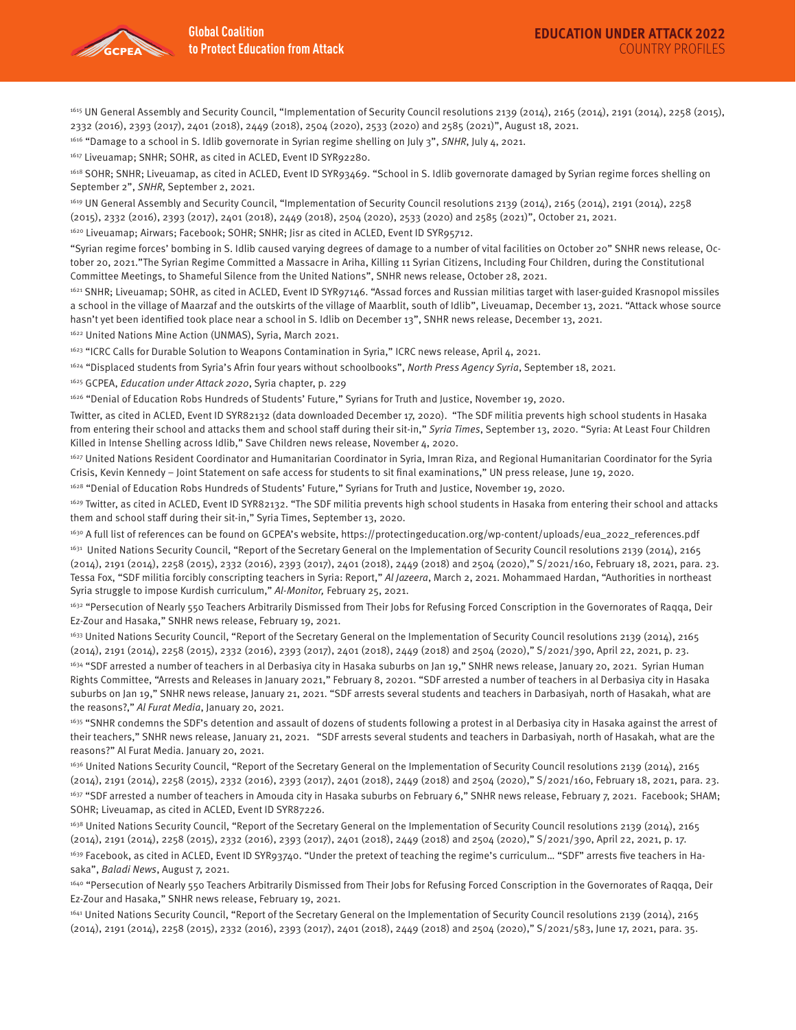[1615] UN General Assembly and Security Council, "Implementation of Security Council resolutions 2139 (2014), 2165 (2014), 2191 (2014), 2258 (2015), 2332 (2016), 2393 (2017), 2401 (2018), 2449 (2018), 2504 (2020), 2533 (2020) and 2585 (2021)", August 18, 2021.

[1616] "Damage to a school in S. Idlib governorate in Syrian regime shelling on July 3", *SNHR*, July 4, 2021.

[1617] Liveuamap; SNHR; SOHR, as cited in ACLED, Event ID SYR92280.

[1618] SOHR; SNHR; Liveuamap, as cited in ACLED, Event ID SYR93469. "School in S. Idlib governorate damaged by Syrian regime forces shelling on September 2", *SNHR*, September 2, 2021.

[1619] UN General Assembly and Security Council, "Implementation of Security Council resolutions 2139 (2014), 2165 (2014), 2191 (2014), 2258 (2015), 2332 (2016), 2393 (2017), 2401 (2018), 2449 (2018), 2504 (2020), 2533 (2020) and 2585 (2021)", October 21, 2021.

[1620] Liveuamap; Airwars; Facebook; SOHR; SNHR; Jisr as cited in ACLED, Event ID SYR95712.

"Syrian regime forces' bombing in S. Idlib caused varying degrees of damage to a number of vital facilities on October 20" SNHR news release, October 20, 2021."The Syrian Regime Committed a Massacre in Ariha, Killing 11 Syrian Citizens, Including Four Children, during the Constitutional Committee Meetings, to Shameful Silence from the United Nations", SNHR news release, October 28, 2021.

[1621] SNHR; Liveuamap; SOHR, as cited in ACLED, Event ID SYR97146. "Assad forces and Russian militias target with laser-guided Krasnopol missiles a school in the village of Maarzaf and the outskirts of the village of Maarblit, south of Idlib", Liveuamap, December 13, 2021. "Attack whose source hasn't yet been identified took place near a school in S. Idlib on December 13", SNHR news release, December 13, 2021.

[1622] United Nations Mine Action (UNMAS), Syria, March 2021.

[1623] "ICRC Calls for Durable Solution to Weapons Contamination in Syria," ICRC news release, April 4, 2021.

[1624] "Displaced students from Syria's Afrin four years without schoolbooks", *North Press Agency Syria*, September 18, 2021.

[1625] GCPEA, *Education under Attack 2020*, Syria chapter, p. 229

[1626] "Denial of Education Robs Hundreds of Students' Future," Syrians for Truth and Justice, November 19, 2020.

Twitter, as cited in ACLED, Event ID SYR82132 (data downloaded December 17, 2020). "The SDF militia prevents high school students in Hasaka from entering their school and attacks them and school staff during their sit-in," *Syria Times*, September 13, 2020. "Syria: At Least Four Children Killed in Intense Shelling across Idlib," Save Children news release, November 4, 2020.

[1627] United Nations Resident Coordinator and Humanitarian Coordinator in Syria, Imran Riza, and Regional Humanitarian Coordinator for the Syria Crisis, Kevin Kennedy – Joint Statement on safe access for students to sit final examinations," UN press release, June 19, 2020.

[1628] "Denial of Education Robs Hundreds of Students' Future," Syrians for Truth and Justice, November 19, 2020.

[1629] Twitter, as cited in ACLED, Event ID SYR82132. "The SDF militia prevents high school students in Hasaka from entering their school and attacks them and school staff during their sit-in," Syria Times, September 13, 2020.

[1630] A full list of references can be found on GCPEA's website, https://protectingeducation.org/wp-content/uploads/eua_2022_references.pdf

[1631] United Nations Security Council, "Report of the Secretary General on the Implementation of Security Council resolutions 2139 (2014), 2165 (2014), 2191 (2014), 2258 (2015), 2332 (2016), 2393 (2017), 2401 (2018), 2449 (2018) and 2504 (2020)," S/2021/160, February 18, 2021, para. 23. Tessa Fox, "SDF militia forcibly conscripting teachers in Syria: Report," *Al Jazeera*, March 2, 2021. Mohammaed Hardan, "Authorities in northeast Syria struggle to impose Kurdish curriculum," *Al-Monitor,* February 25, 2021.

[1632] "Persecution of Nearly 550 Teachers Arbitrarily Dismissed from Their Jobs for Refusing Forced Conscription in the Governorates of Raqqa, Deir Ez-Zour and Hasaka," SNHR news release, February 19, 2021.

[1633] United Nations Security Council, "Report of the Secretary General on the Implementation of Security Council resolutions 2139 (2014), 2165 (2014), 2191 (2014), 2258 (2015), 2332 (2016), 2393 (2017), 2401 (2018), 2449 (2018) and 2504 (2020)," S/2021/390, April 22, 2021, p. 23.

[1634] "SDF arrested a number of teachers in al Derbasiya city in Hasaka suburbs on Jan 19," SNHR news release, January 20, 2021. Syrian Human Rights Committee, "Arrests and Releases in January 2021," February 8, 20201. "SDF arrested a number of teachers in al Derbasiya city in Hasaka suburbs on Jan 19," SNHR news release, January 21, 2021. "SDF arrests several students and teachers in Darbasiyah, north of Hasakah, what are the reasons?," *Al Furat Media*, January 20, 2021.

[1635] "SNHR condemns the SDF's detention and assault of dozens of students following a protest in al Derbasiya city in Hasaka against the arrest of their teachers," SNHR news release, January 21, 2021. "SDF arrests several students and teachers in Darbasiyah, north of Hasakah, what are the reasons?" Al Furat Media. January 20, 2021.

[1636] United Nations Security Council, "Report of the Secretary General on the Implementation of Security Council resolutions 2139 (2014), 2165 (2014), 2191 (2014), 2258 (2015), 2332 (2016), 2393 (2017), 2401 (2018), 2449 (2018) and 2504 (2020)," S/2021/160, February 18, 2021, para. 23.

[1637] "SDF arrested a number of teachers in Amouda city in Hasaka suburbs on February 6," SNHR news release, February 7, 2021. Facebook; SHAM; SOHR; Liveuamap, as cited in ACLED, Event ID SYR87226.

[1638] United Nations Security Council, "Report of the Secretary General on the Implementation of Security Council resolutions 2139 (2014), 2165 (2014), 2191 (2014), 2258 (2015), 2332 (2016), 2393 (2017), 2401 (2018), 2449 (2018) and 2504 (2020)," S/2021/390, April 22, 2021, p. 17.

[1639] Facebook, as cited in ACLED, Event ID SYR93740. "Under the pretext of teaching the regime's curriculum… "SDF" arrests five teachers in Hasaka", *Baladi News*, August 7, 2021.

[1640] "Persecution of Nearly 550 Teachers Arbitrarily Dismissed from Their Jobs for Refusing Forced Conscription in the Governorates of Raqqa, Deir Ez-Zour and Hasaka," SNHR news release, February 19, 2021.

[1641] United Nations Security Council, "Report of the Secretary General on the Implementation of Security Council resolutions 2139 (2014), 2165 (2014), 2191 (2014), 2258 (2015), 2332 (2016), 2393 (2017), 2401 (2018), 2449 (2018) and 2504 (2020)," S/2021/583, June 17, 2021, para. 35.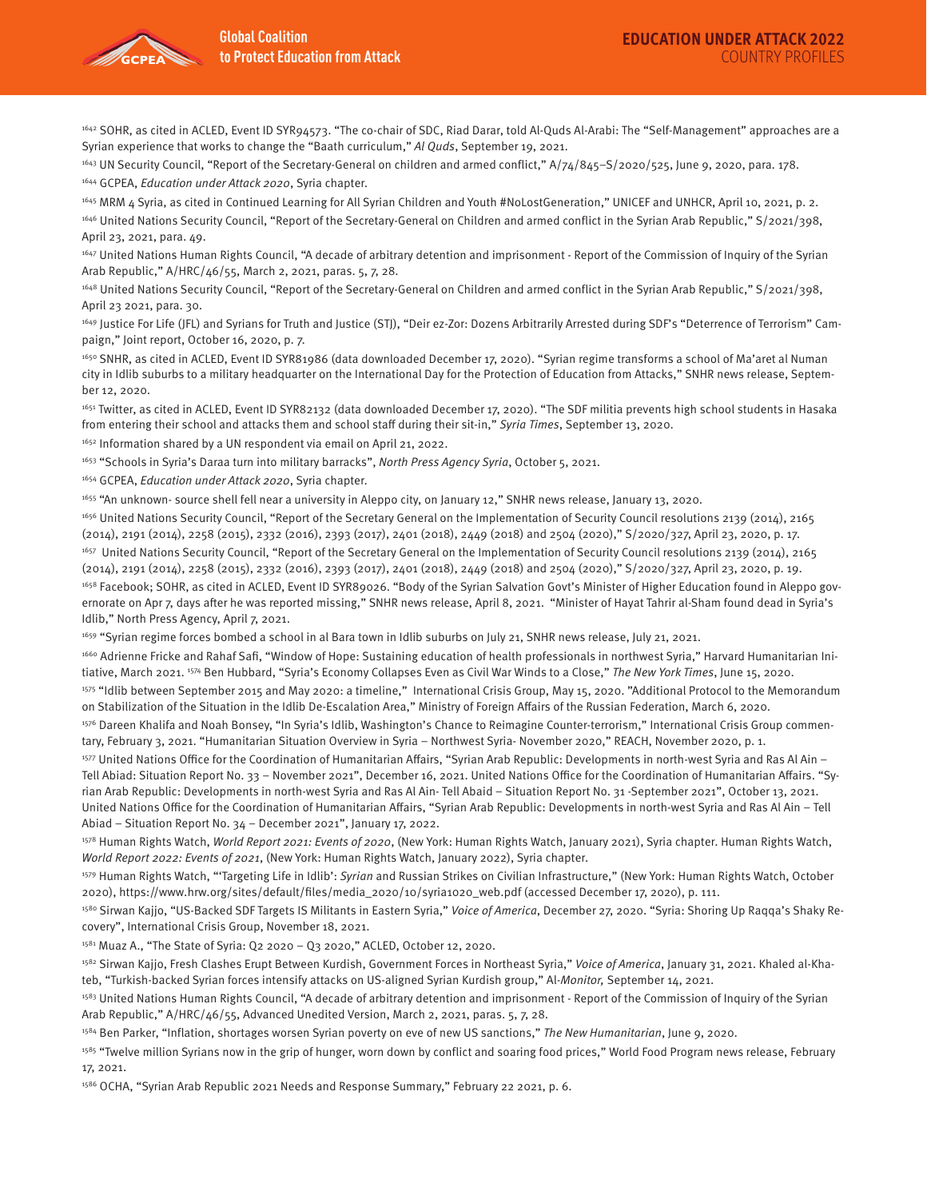[1642] SOHR, as cited in ACLED, Event ID SYR94573. "The co-chair of SDC, Riad Darar, told Al-Quds Al-Arabi: The "Self-Management" approaches are a Syrian experience that works to change the "Baath curriculum," *Al Quds*, September 19, 2021.

[1643] UN Security Council, "Report of the Secretary-General on children and armed conflict," A/74/845–S/2020/525, June 9, 2020, para. 178.

[1644] GCPEA, *Education under Attack 2020*, Syria chapter.

[1645] MRM 4 Syria, as cited in Continued Learning for All Syrian Children and Youth #NoLostGeneration," UNICEF and UNHCR, April 10, 2021, p. 2.

[1646] United Nations Security Council, "Report of the Secretary-General on Children and armed conflict in the Syrian Arab Republic," S/2021/398, April 23, 2021, para. 49.

[1647] United Nations Human Rights Council, "A decade of arbitrary detention and imprisonment - Report of the Commission of Inquiry of the Syrian Arab Republic," A/HRC/46/55, March 2, 2021, paras. 5, 7, 28.

[1648] United Nations Security Council, "Report of the Secretary-General on Children and armed conflict in the Syrian Arab Republic," S/2021/398, April 23 2021, para. 30.

[1649] Justice For Life (JFL) and Syrians for Truth and Justice (STJ), "Deir ez-Zor: Dozens Arbitrarily Arrested during SDF's "Deterrence of Terrorism" Campaign," Joint report, October 16, 2020, p. 7.

[1650] SNHR, as cited in ACLED, Event ID SYR81986 (data downloaded December 17, 2020). "Syrian regime transforms a school of Ma'aret al Numan city in Idlib suburbs to a military headquarter on the International Day for the Protection of Education from Attacks," SNHR news release, September 12, 2020.

[1651] Twitter, as cited in ACLED, Event ID SYR82132 (data downloaded December 17, 2020). "The SDF militia prevents high school students in Hasaka from entering their school and attacks them and school staff during their sit-in," *Syria Times*, September 13, 2020.

[1652] Information shared by a UN respondent via email on April 21, 2022.

[1653] "Schools in Syria's Daraa turn into military barracks", *North Press Agency Syria*, October 5, 2021.

[1654] GCPEA, *Education under Attack 2020*, Syria chapter.

[1655] "An unknown- source shell fell near a university in Aleppo city, on January 12," SNHR news release, January 13, 2020.

[1656] United Nations Security Council, "Report of the Secretary General on the Implementation of Security Council resolutions 2139 (2014), 2165 (2014), 2191 (2014), 2258 (2015), 2332 (2016), 2393 (2017), 2401 (2018), 2449 (2018) and 2504 (2020)," S/2020/327, April 23, 2020, p. 17.

[1657] United Nations Security Council, "Report of the Secretary General on the Implementation of Security Council resolutions 2139 (2014), 2165 (2014), 2191 (2014), 2258 (2015), 2332 (2016), 2393 (2017), 2401 (2018), 2449 (2018) and 2504 (2020)," S/2020/327, April 23, 2020, p. 19.

[1658] Facebook; SOHR, as cited in ACLED, Event ID SYR89026. "Body of the Syrian Salvation Govt's Minister of Higher Education found in Aleppo governorate on Apr 7, days after he was reported missing," SNHR news release, April 8, 2021. "Minister of Hayat Tahrir al-Sham found dead in Syria's Idlib," North Press Agency, April 7, 2021.

[1659] "Syrian regime forces bombed a school in al Bara town in Idlib suburbs on July 21, SNHR news release, July 21, 2021.

[1660] Adrienne Fricke and Rahaf Safi, "Window of Hope: Sustaining education of health professionals in northwest Syria," Harvard Humanitarian Initiative, March 2021. [1574] Ben Hubbard, "Syria's Economy Collapses Even as Civil War Winds to a Close," *The New York Times*, June 15, 2020.

[1575] "Idlib between September 2015 and May 2020: a timeline," International Crisis Group, May 15, 2020. "Additional Protocol to the Memorandum on Stabilization of the Situation in the Idlib De-Escalation Area," Ministry of Foreign Affairs of the Russian Federation, March 6, 2020.

[1576] Dareen Khalifa and Noah Bonsey, "In Syria's Idlib, Washington's Chance to Reimagine Counter-terrorism," International Crisis Group commentary, February 3, 2021. "Humanitarian Situation Overview in Syria – Northwest Syria- November 2020," REACH, November 2020, p. 1.

[1577] United Nations Office for the Coordination of Humanitarian Affairs, "Syrian Arab Republic: Developments in north-west Syria and Ras Al Ain – Tell Abiad: Situation Report No. 33 – November 2021", December 16, 2021. United Nations Office for the Coordination of Humanitarian Affairs. "Syrian Arab Republic: Developments in north-west Syria and Ras Al Ain- Tell Abaid – Situation Report No. 31 -September 2021", October 13, 2021. United Nations Office for the Coordination of Humanitarian Affairs, "Syrian Arab Republic: Developments in north-west Syria and Ras Al Ain – Tell Abiad – Situation Report No. 34 – December 2021", January 17, 2022.

[1578] Human Rights Watch, *World Report 2021: Events of 2020*, (New York: Human Rights Watch, January 2021), Syria chapter. Human Rights Watch, *World Report 2022: Events of 2021*, (New York: Human Rights Watch, January 2022), Syria chapter.

[1579] Human Rights Watch, "'Targeting Life in Idlib': *Syrian* and Russian Strikes on Civilian Infrastructure," (New York: Human Rights Watch, October 2020), https://www.hrw.org/sites/default/files/media_2020/10/syria1020_web.pdf (accessed December 17, 2020), p. 111.

[1580] Sirwan Kajjo, "US-Backed SDF Targets IS Militants in Eastern Syria," *Voice of America*, December 27, 2020. "Syria: Shoring Up Raqqa's Shaky Recovery", International Crisis Group, November 18, 2021.

[1581] Muaz A., "The State of Syria: Q2 2020 – Q3 2020," ACLED, October 12, 2020.

[1582] Sirwan Kajjo, Fresh Clashes Erupt Between Kurdish, Government Forces in Northeast Syria," *Voice of America*, January 31, 2021. Khaled al-Khateb, "Turkish-backed Syrian forces intensify attacks on US-aligned Syrian Kurdish group," Al-*Monitor,* September 14, 2021.

[1583] United Nations Human Rights Council, "A decade of arbitrary detention and imprisonment - Report of the Commission of Inquiry of the Syrian Arab Republic," A/HRC/46/55, Advanced Unedited Version, March 2, 2021, paras. 5, 7, 28.

[1584] Ben Parker, "Inflation, shortages worsen Syrian poverty on eve of new US sanctions," *The New Humanitarian*, June 9, 2020.

[1585] "Twelve million Syrians now in the grip of hunger, worn down by conflict and soaring food prices," World Food Program news release, February 17, 2021.

[1586] OCHA, "Syrian Arab Republic 2021 Needs and Response Summary," February 22 2021, p. 6.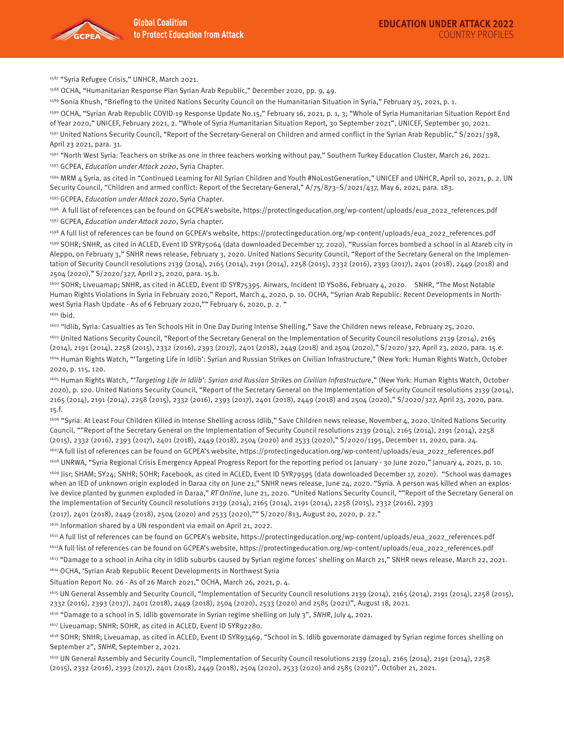[1587] "Syria Refugee Crisis," UNHCR, March 2021.

[1588] OCHA, "Humanitarian Response Plan Syrian Arab Republic," December 2020, pp. 9, 49.

[1589] Sonia Khush, "Briefing to the United Nations Security Council on the Humanitarian Situation in Syria," February 25, 2021, p. 1.

[1590] OCHA, "Syrian Arab Republic COVID-19 Response Update No.15," February 16, 2021, p. 1, 3; "Whole of Syria Humanitarian Situation Report End of Year 2020," UNICEF, February 2021, 2. "Whole of Syria Humanitarian Situation Report, 30 September 2021", UNICEF, September 30, 2021.

[1591] United Nations Security Council, "Report of the Secretary-General on Children and armed conflict in the Syrian Arab Republic," S/2021/398, April 23 2021, para. 31.

[1592] "North West Syria: Teachers on strike as one in three teachers working without pay," Southern Turkey Education Cluster, March 26, 2021.

[1593] GCPEA, *Education under Attack 2020*, Syria Chapter.

[1594] MRM 4 Syria, as cited in "Continued Learning for All Syrian Children and Youth #NoLostGeneration," UNICEF and UNHCR, April 10, 2021, p. 2. UN Security Council, "Children and armed conflict: Report of the Secretary-General," A/75/873–S/2021/437, May 6, 2021, para. 183.

[1595] GCPEA, *Education under Attack 2020*, Syria Chapter.

[1596] A full list of references can be found on GCPEA's website, https://protectingeducation.org/wp-content/uploads/eua_2022_references.pdf

[1597] GCPEA, *Education under Attack 2020*, Syria chapter.

[1598] A full list of references can be found on GCPEA's website, https://protectingeducation.org/wp-content/uploads/eua_2022_references.pdf

[1599] SOHR; SNHR, as cited in ACLED, Event ID SYR75064 (data downloaded December 17, 2020). "Russian forces bombed a school in al Atareb city in Aleppo, on February 3," SNHR news release, February 3, 2020. United Nations Security Council, "Report of the Secretary General on the Implementation of Security Council resolutions 2139 (2014), 2165 (2014), 2191 (2014), 2258 (2015), 2332 (2016), 2393 (2017), 2401 (2018), 2449 (2018) and 2504 (2020)," S/2020/327, April 23, 2020, para. 15.b.

[1600] SOHR; Liveuamap; SNHR, as cited in ACLED, Event ID SYR75395. Airwars, Incident ID YS086, February 4, 2020. SNHR, "The Most Notable Human Rights Violations in Syria in February 2020," Report, March 4, 2020, p. 10. OCHA, "Syrian Arab Republic: Recent Developments in Northwest Syria Flash Update - As of 6 February 2020,"" February 6, 2020, p. 2. "

[1601] Ibid.

[1602] "Idlib, Syria: Casualties as Ten Schools Hit in One Day During Intense Shelling," Save the Children news release, February 25, 2020.

[1603] United Nations Security Council, "Report of the Secretary General on the Implementation of Security Council resolutions 2139 (2014), 2165 (2014), 2191 (2014), 2258 (2015), 2332 (2016), 2393 (2017), 2401 (2018), 2449 (2018) and 2504 (2020)," S/2020/327, April 23, 2020, para. 15.e.

[1604] Human Rights Watch, "'Targeting Life in Idlib': Syrian and Russian Strikes on Civilian Infrastructure," (New York: Human Rights Watch, October 2020, p. 115, 120.

[1605] Human Rights Watch, *"'Targeting Life in Idlib': Syrian and Russian Strikes on Civilian Infrastructure*," (New York: Human Rights Watch, October 2020), p. 120. United Nations Security Council, "Report of the Secretary General on the Implementation of Security Council resolutions 2139 (2014), 2165 (2014), 2191 (2014), 2258 (2015), 2332 (2016), 2393 (2017), 2401 (2018), 2449 (2018) and 2504 (2020)," S/2020/327, April 23, 2020, para. 15.f.

[1606] "Syria: At Least Four Children Killed in Intense Shelling across Idlib," Save Children news release, November 4, 2020. United Nations Security Council, ""Report of the Secretary General on the Implementation of Security Council resolutions 2139 (2014), 2165 (2014), 2191 (2014), 2258 (2015), 2332 (2016), 2393 (2017), 2401 (2018), 2449 (2018), 2504 (2020) and 2533 (2020)," S/2020/1195, December 11, 2020, para. 24.

[1607] A full list of references can be found on GCPEA's website, https://protectingeducation.org/wp-content/uploads/eua_2022_references.pdf

[1608] UNRWA, "Syria Regional Crisis Emergency Appeal Progress Report for the reporting period 01 January - 30 June 2020," January 4, 2021, p. 10.

[1609] Jisr; SHAM; SY24; SNHR; SOHR; Facebook, as cited in ACLED, Event ID SYR79595 (data downloaded December 17, 2020). "School was damages when an IED of unknown origin exploded in Daraa city on June 21," SNHR news release, June 24, 2020. "Syria. A person was killed when an explosive device planted by gunmen exploded in Daraa," *RT Online*, June 21, 2020. "United Nations Security Council, ""Report of the Secretary General on the Implementation of Security Council resolutions 2139 (2014), 2165 (2014), 2191 (2014), 2258 (2015), 2332 (2016), 2393 (2017), 2401 (2018), 2449 (2018), 2504 (2020) and 2533 (2020),"" S/2020/813, August 20, 2020, p. 22."

[1610] Information shared by a UN respondent via email on April 21, 2022.

[1611] A full list of references can be found on GCPEA's website, https://protectingeducation.org/wp-content/uploads/eua_2022_references.pdf

[1612] A full list of references can be found on GCPEA's website, https://protectingeducation.org/wp-content/uploads/eua_2022_references.pdf

[1613] "Damage to a school in Ariha city in Idlib suburbs caused by Syrian regime forces' shelling on March 21," SNHR news release, March 22, 2021.

[1614] OCHA, 'Syrian Arab Republic Recent Developments in Northwest Syria Situation Report No. 26 - As of 26 March 2021," OCHA, March 26, 2021, p. 4.

[1615] UN General Assembly and Security Council, "Implementation of Security Council resolutions 2139 (2014), 2165 (2014), 2191 (2014), 2258 (2015), 2332 (2016), 2393 (2017), 2401 (2018), 2449 (2018), 2504 (2020), 2533 (2020) and 2585 (2021)", August 18, 2021.

[1616] "Damage to a school in S. Idlib governorate in Syrian regime shelling on July 3", *SNHR*, July 4, 2021.

[1617] Liveuamap; SNHR; SOHR, as cited in ACLED, Event ID SYR92280.

[1618] SOHR; SNHR; Liveuamap, as cited in ACLED, Event ID SYR93469. "School in S. Idlib governorate damaged by Syrian regime forces shelling on September 2", *SNHR*, September 2, 2021.

[1619] UN General Assembly and Security Council, "Implementation of Security Council resolutions 2139 (2014), 2165 (2014), 2191 (2014), 2258 (2015), 2332 (2016), 2393 (2017), 2401 (2018), 2449 (2018), 2504 (2020), 2533 (2020) and 2585 (2021)", October 21, 2021.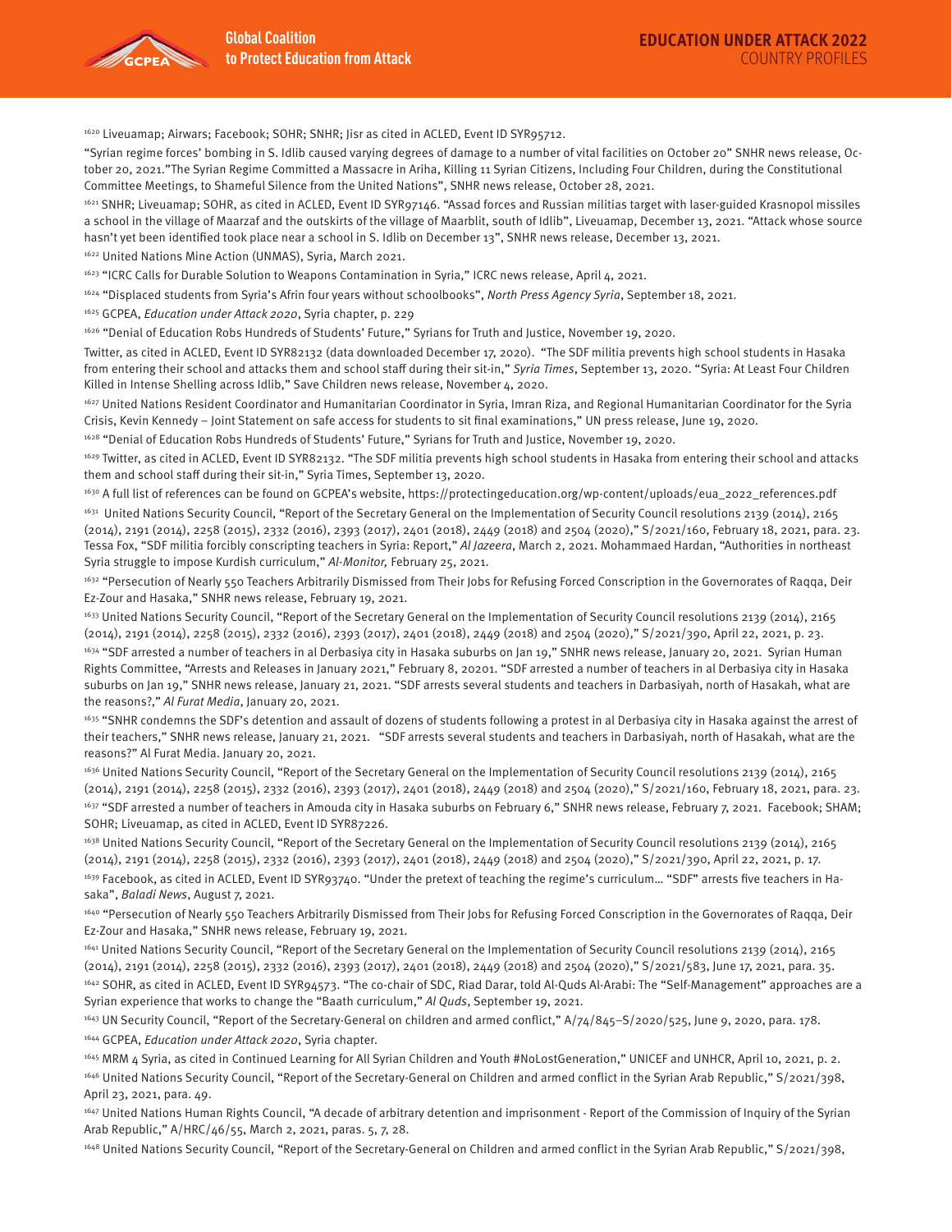[1620] Liveuamap; Airwars; Facebook; SOHR; SNHR; Jisr as cited in ACLED, Event ID SYR95712.

"Syrian regime forces' bombing in S. Idlib caused varying degrees of damage to a number of vital facilities on October 20" SNHR news release, October 20, 2021."The Syrian Regime Committed a Massacre in Ariha, Killing 11 Syrian Citizens, Including Four Children, during the Constitutional Committee Meetings, to Shameful Silence from the United Nations", SNHR news release, October 28, 2021.

[1621] SNHR; Liveuamap; SOHR, as cited in ACLED, Event ID SYR97146. "Assad forces and Russian militias target with laser-guided Krasnopol missiles a school in the village of Maarzaf and the outskirts of the village of Maarblit, south of Idlib", Liveuamap, December 13, 2021. "Attack whose source hasn't yet been identified took place near a school in S. Idlib on December 13", SNHR news release, December 13, 2021.

[1622] United Nations Mine Action (UNMAS), Syria, March 2021.

[1623] "ICRC Calls for Durable Solution to Weapons Contamination in Syria," ICRC news release, April 4, 2021.

[1624] "Displaced students from Syria's Afrin four years without schoolbooks", *North Press Agency Syria*, September 18, 2021.

[1625] GCPEA, *Education under Attack 2020*, Syria chapter, p. 229

[1626] "Denial of Education Robs Hundreds of Students' Future," Syrians for Truth and Justice, November 19, 2020.

Twitter, as cited in ACLED, Event ID SYR82132 (data downloaded December 17, 2020). "The SDF militia prevents high school students in Hasaka from entering their school and attacks them and school staff during their sit-in," *Syria Times*, September 13, 2020. "Syria: At Least Four Children Killed in Intense Shelling across Idlib," Save Children news release, November 4, 2020.

[1627] United Nations Resident Coordinator and Humanitarian Coordinator in Syria, Imran Riza, and Regional Humanitarian Coordinator for the Syria Crisis, Kevin Kennedy – Joint Statement on safe access for students to sit final examinations," UN press release, June 19, 2020.

[1628] "Denial of Education Robs Hundreds of Students' Future," Syrians for Truth and Justice, November 19, 2020.

[1629] Twitter, as cited in ACLED, Event ID SYR82132. "The SDF militia prevents high school students in Hasaka from entering their school and attacks them and school staff during their sit-in," Syria Times, September 13, 2020.

[1630] A full list of references can be found on GCPEA's website, https://protectingeducation.org/wp-content/uploads/eua_2022_references.pdf

[1631] United Nations Security Council, "Report of the Secretary General on the Implementation of Security Council resolutions 2139 (2014), 2165 (2014), 2191 (2014), 2258 (2015), 2332 (2016), 2393 (2017), 2401 (2018), 2449 (2018) and 2504 (2020)," S/2021/160, February 18, 2021, para. 23. Tessa Fox, "SDF militia forcibly conscripting teachers in Syria: Report," *Al Jazeera*, March 2, 2021. Mohammaed Hardan, "Authorities in northeast Syria struggle to impose Kurdish curriculum," *Al-Monitor,* February 25, 2021.

[1632] "Persecution of Nearly 550 Teachers Arbitrarily Dismissed from Their Jobs for Refusing Forced Conscription in the Governorates of Raqqa, Deir Ez-Zour and Hasaka," SNHR news release, February 19, 2021.

[1633] United Nations Security Council, "Report of the Secretary General on the Implementation of Security Council resolutions 2139 (2014), 2165 (2014), 2191 (2014), 2258 (2015), 2332 (2016), 2393 (2017), 2401 (2018), 2449 (2018) and 2504 (2020)," S/2021/390, April 22, 2021, p. 23.

[1634] "SDF arrested a number of teachers in al Derbasiya city in Hasaka suburbs on Jan 19," SNHR news release, January 20, 2021. Syrian Human Rights Committee, "Arrests and Releases in January 2021," February 8, 20201. "SDF arrested a number of teachers in al Derbasiya city in Hasaka suburbs on Jan 19," SNHR news release, January 21, 2021. "SDF arrests several students and teachers in Darbasiyah, north of Hasakah, what are the reasons?," *Al Furat Media*, January 20, 2021.

[1635] "SNHR condemns the SDF's detention and assault of dozens of students following a protest in al Derbasiya city in Hasaka against the arrest of their teachers," SNHR news release, January 21, 2021. "SDF arrests several students and teachers in Darbasiyah, north of Hasakah, what are the reasons?" Al Furat Media. January 20, 2021.

[1636] United Nations Security Council, "Report of the Secretary General on the Implementation of Security Council resolutions 2139 (2014), 2165 (2014), 2191 (2014), 2258 (2015), 2332 (2016), 2393 (2017), 2401 (2018), 2449 (2018) and 2504 (2020)," S/2021/160, February 18, 2021, para. 23.

[1637] "SDF arrested a number of teachers in Amouda city in Hasaka suburbs on February 6," SNHR news release, February 7, 2021. Facebook; SHAM; SOHR; Liveuamap, as cited in ACLED, Event ID SYR87226.

[1638] United Nations Security Council, "Report of the Secretary General on the Implementation of Security Council resolutions 2139 (2014), 2165 (2014), 2191 (2014), 2258 (2015), 2332 (2016), 2393 (2017), 2401 (2018), 2449 (2018) and 2504 (2020)," S/2021/390, April 22, 2021, p. 17.

[1639] Facebook, as cited in ACLED, Event ID SYR93740. "Under the pretext of teaching the regime's curriculum… "SDF" arrests five teachers in Hasaka", *Baladi News*, August 7, 2021.

[1640] "Persecution of Nearly 550 Teachers Arbitrarily Dismissed from Their Jobs for Refusing Forced Conscription in the Governorates of Raqqa, Deir Ez-Zour and Hasaka," SNHR news release, February 19, 2021.

[1641] United Nations Security Council, "Report of the Secretary General on the Implementation of Security Council resolutions 2139 (2014), 2165 (2014), 2191 (2014), 2258 (2015), 2332 (2016), 2393 (2017), 2401 (2018), 2449 (2018) and 2504 (2020)," S/2021/583, June 17, 2021, para. 35.

[1642] SOHR, as cited in ACLED, Event ID SYR94573. "The co-chair of SDC, Riad Darar, told Al-Quds Al-Arabi: The "Self-Management" approaches are a Syrian experience that works to change the "Baath curriculum," *Al Quds*, September 19, 2021.

[1643] UN Security Council, "Report of the Secretary-General on children and armed conflict," A/74/845–S/2020/525, June 9, 2020, para. 178.

[1644] GCPEA, *Education under Attack 2020*, Syria chapter.

[1645] MRM 4 Syria, as cited in Continued Learning for All Syrian Children and Youth #NoLostGeneration," UNICEF and UNHCR, April 10, 2021, p. 2.

[1646] United Nations Security Council, "Report of the Secretary-General on Children and armed conflict in the Syrian Arab Republic," S/2021/398, April 23, 2021, para. 49.

[1647] United Nations Human Rights Council, "A decade of arbitrary detention and imprisonment - Report of the Commission of Inquiry of the Syrian Arab Republic," A/HRC/46/55, March 2, 2021, paras. 5, 7, 28.

[1648] United Nations Security Council, "Report of the Secretary-General on Children and armed conflict in the Syrian Arab Republic," S/2021/398,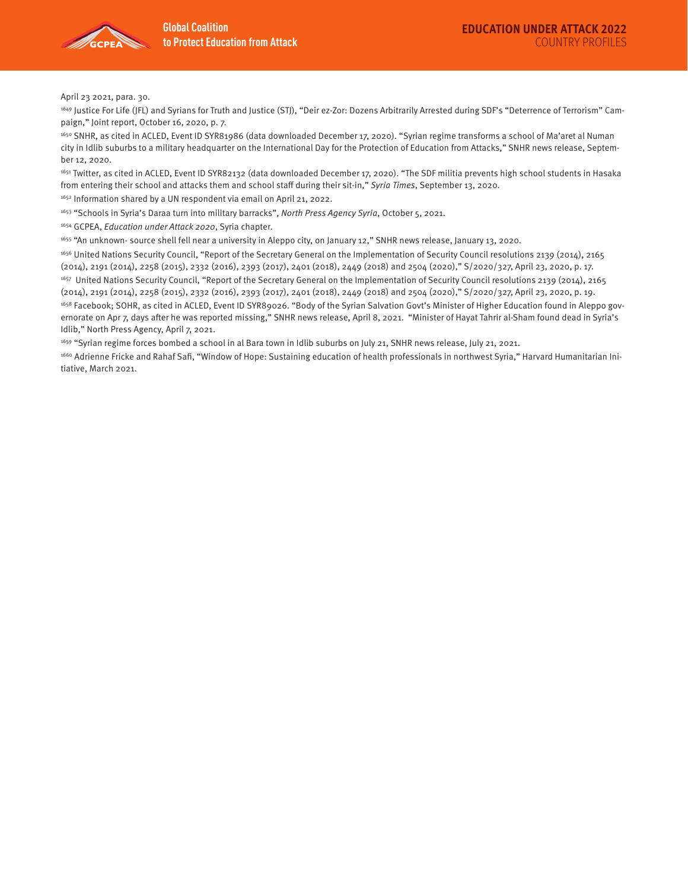April 23 2021, para. 30.

[1649] Justice For Life (JFL) and Syrians for Truth and Justice (STJ), "Deir ez-Zor: Dozens Arbitrarily Arrested during SDF's "Deterrence of Terrorism" Campaign," Joint report, October 16, 2020, p. 7.

[1650] SNHR, as cited in ACLED, Event ID SYR81986 (data downloaded December 17, 2020). "Syrian regime transforms a school of Ma'aret al Numan city in Idlib suburbs to a military headquarter on the International Day for the Protection of Education from Attacks," SNHR news release, September 12, 2020.

[1651] Twitter, as cited in ACLED, Event ID SYR82132 (data downloaded December 17, 2020). "The SDF militia prevents high school students in Hasaka from entering their school and attacks them and school staff during their sit-in," *Syria Times*, September 13, 2020.

[1652] Information shared by a UN respondent via email on April 21, 2022.

[1653] "Schools in Syria's Daraa turn into military barracks", *North Press Agency Syria*, October 5, 2021.

[1654] GCPEA, *Education under Attack 2020*, Syria chapter.

[1655] "An unknown- source shell fell near a university in Aleppo city, on January 12," SNHR news release, January 13, 2020.

[1656] United Nations Security Council, "Report of the Secretary General on the Implementation of Security Council resolutions 2139 (2014), 2165 (2014), 2191 (2014), 2258 (2015), 2332 (2016), 2393 (2017), 2401 (2018), 2449 (2018) and 2504 (2020)," S/2020/327, April 23, 2020, p. 17.

[1657] United Nations Security Council, "Report of the Secretary General on the Implementation of Security Council resolutions 2139 (2014), 2165 (2014), 2191 (2014), 2258 (2015), 2332 (2016), 2393 (2017), 2401 (2018), 2449 (2018) and 2504 (2020)," S/2020/327, April 23, 2020, p. 19.

[1658] Facebook; SOHR, as cited in ACLED, Event ID SYR89026. "Body of the Syrian Salvation Govt's Minister of Higher Education found in Aleppo governorate on Apr 7, days after he was reported missing," SNHR news release, April 8, 2021. "Minister of Hayat Tahrir al-Sham found dead in Syria's Idlib," North Press Agency, April 7, 2021.

[1659] "Syrian regime forces bombed a school in al Bara town in Idlib suburbs on July 21, SNHR news release, July 21, 2021.

[1660] Adrienne Fricke and Rahaf Safi, "Window of Hope: Sustaining education of health professionals in northwest Syria," Harvard Humanitarian Initiative, March 2021.